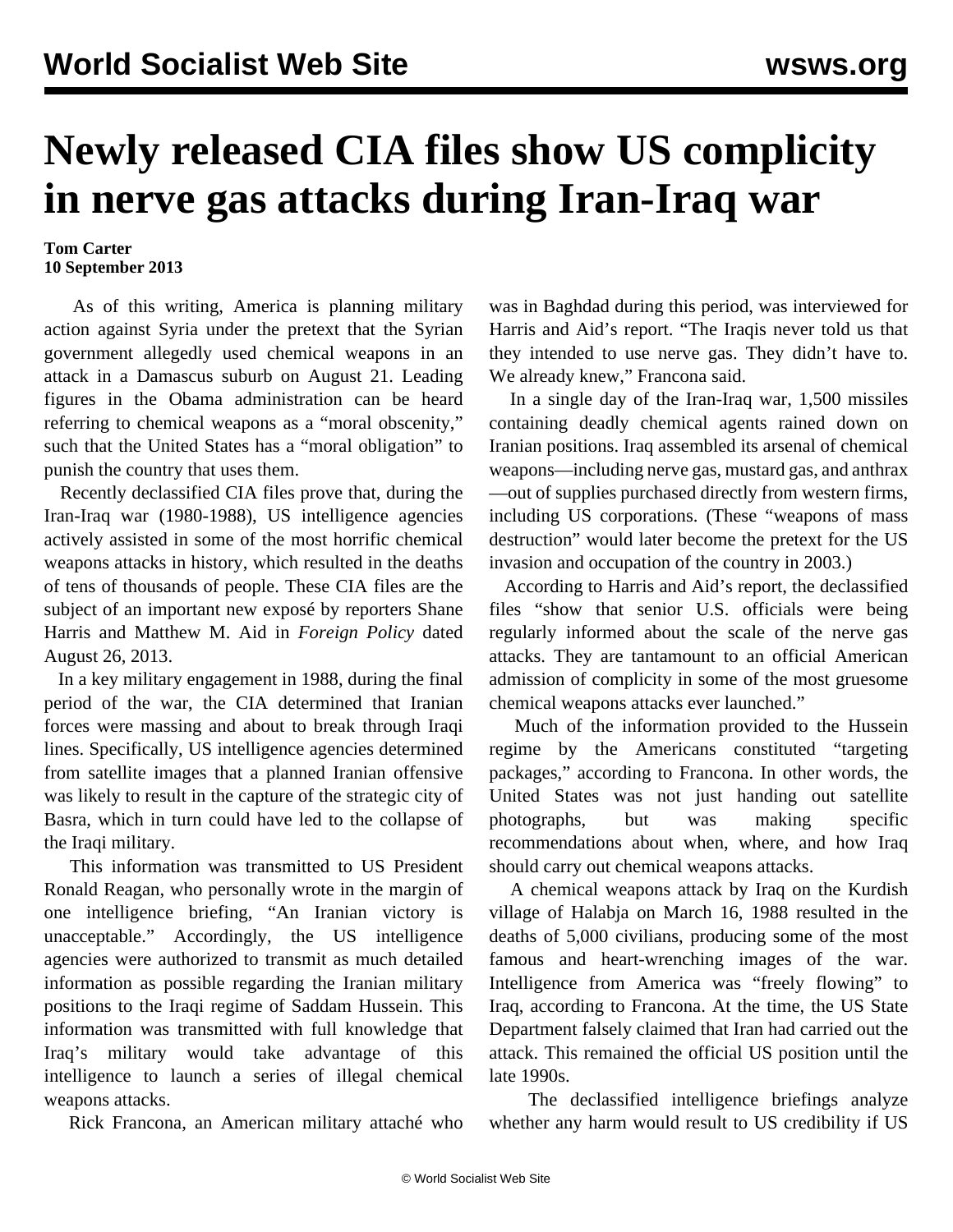# Newly released CIA files show US complicity in nerve gas attacks during Iran-Iraq war

**Tom Carter**
**10 September 2013**

As of this writing, America is planning military action against Syria under the pretext that the Syrian government allegedly used chemical weapons in an attack in a Damascus suburb on August 21. Leading figures in the Obama administration can be heard referring to chemical weapons as a "moral obscenity," such that the United States has a "moral obligation" to punish the country that uses them.

Recently declassified CIA files prove that, during the Iran-Iraq war (1980-1988), US intelligence agencies actively assisted in some of the most horrific chemical weapons attacks in history, which resulted in the deaths of tens of thousands of people. These CIA files are the subject of an important new exposé by reporters Shane Harris and Matthew M. Aid in *Foreign Policy* dated August 26, 2013.

In a key military engagement in 1988, during the final period of the war, the CIA determined that Iranian forces were massing and about to break through Iraqi lines. Specifically, US intelligence agencies determined from satellite images that a planned Iranian offensive was likely to result in the capture of the strategic city of Basra, which in turn could have led to the collapse of the Iraqi military.

This information was transmitted to US President Ronald Reagan, who personally wrote in the margin of one intelligence briefing, "An Iranian victory is unacceptable." Accordingly, the US intelligence agencies were authorized to transmit as much detailed information as possible regarding the Iranian military positions to the Iraqi regime of Saddam Hussein. This information was transmitted with full knowledge that Iraq's military would take advantage of this intelligence to launch a series of illegal chemical weapons attacks.

Rick Francona, an American military attaché who was in Baghdad during this period, was interviewed for Harris and Aid's report. "The Iraqis never told us that they intended to use nerve gas. They didn't have to. We already knew," Francona said.

In a single day of the Iran-Iraq war, 1,500 missiles containing deadly chemical agents rained down on Iranian positions. Iraq assembled its arsenal of chemical weapons—including nerve gas, mustard gas, and anthrax—out of supplies purchased directly from western firms, including US corporations. (These "weapons of mass destruction" would later become the pretext for the US invasion and occupation of the country in 2003.)

According to Harris and Aid's report, the declassified files "show that senior U.S. officials were being regularly informed about the scale of the nerve gas attacks. They are tantamount to an official American admission of complicity in some of the most gruesome chemical weapons attacks ever launched."

Much of the information provided to the Hussein regime by the Americans constituted "targeting packages," according to Francona. In other words, the United States was not just handing out satellite photographs, but was making specific recommendations about when, where, and how Iraq should carry out chemical weapons attacks.

A chemical weapons attack by Iraq on the Kurdish village of Halabja on March 16, 1988 resulted in the deaths of 5,000 civilians, producing some of the most famous and heart-wrenching images of the war. Intelligence from America was "freely flowing" to Iraq, according to Francona. At the time, the US State Department falsely claimed that Iran had carried out the attack. This remained the official US position until the late 1990s.

The declassified intelligence briefings analyze whether any harm would result to US credibility if US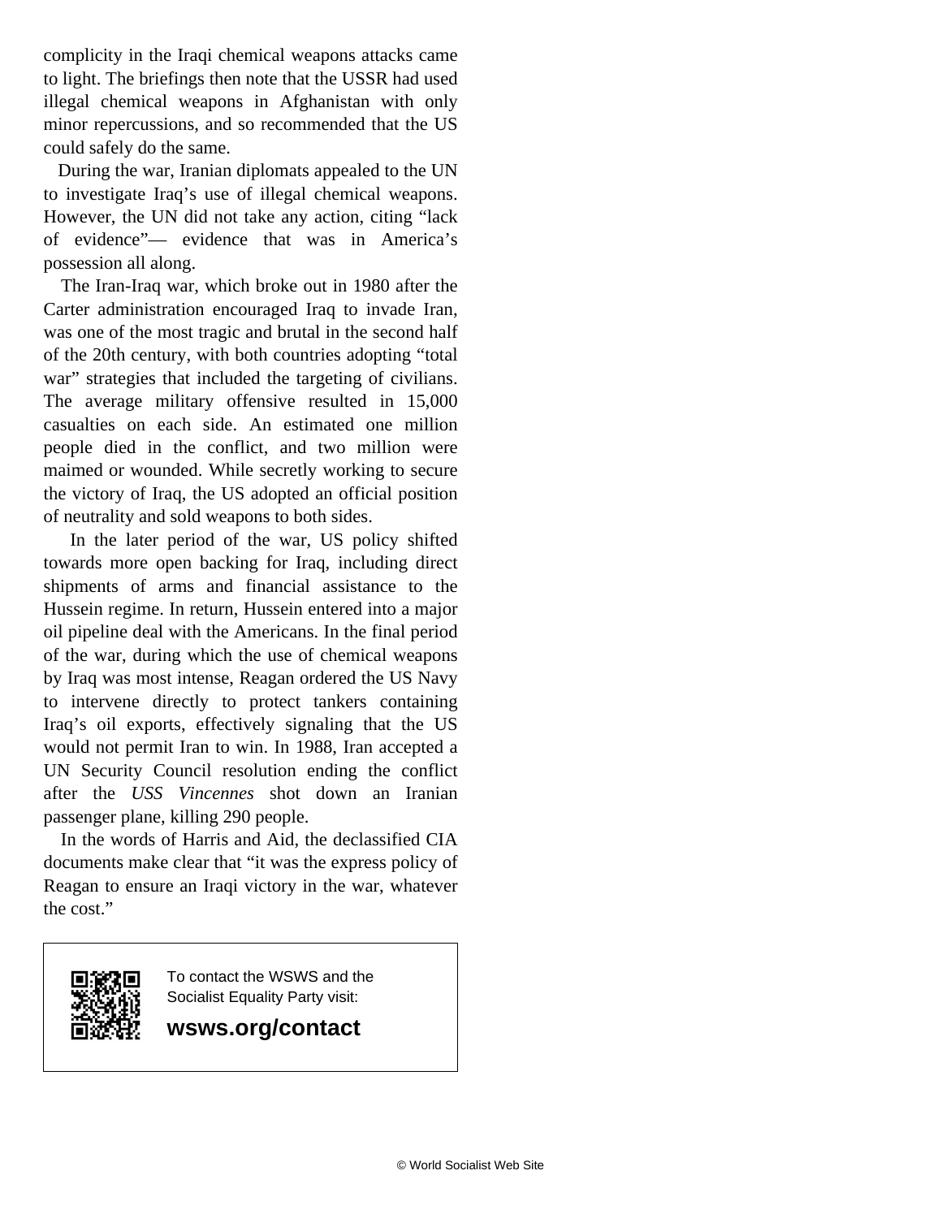complicity in the Iraqi chemical weapons attacks came to light. The briefings then note that the USSR had used illegal chemical weapons in Afghanistan with only minor repercussions, and so recommended that the US could safely do the same.

During the war, Iranian diplomats appealed to the UN to investigate Iraq's use of illegal chemical weapons. However, the UN did not take any action, citing "lack of evidence"— evidence that was in America's possession all along.

The Iran-Iraq war, which broke out in 1980 after the Carter administration encouraged Iraq to invade Iran, was one of the most tragic and brutal in the second half of the 20th century, with both countries adopting "total war" strategies that included the targeting of civilians. The average military offensive resulted in 15,000 casualties on each side. An estimated one million people died in the conflict, and two million were maimed or wounded. While secretly working to secure the victory of Iraq, the US adopted an official position of neutrality and sold weapons to both sides.

In the later period of the war, US policy shifted towards more open backing for Iraq, including direct shipments of arms and financial assistance to the Hussein regime. In return, Hussein entered into a major oil pipeline deal with the Americans. In the final period of the war, during which the use of chemical weapons by Iraq was most intense, Reagan ordered the US Navy to intervene directly to protect tankers containing Iraq's oil exports, effectively signaling that the US would not permit Iran to win. In 1988, Iran accepted a UN Security Council resolution ending the conflict after the *USS Vincennes* shot down an Iranian passenger plane, killing 290 people.

In the words of Harris and Aid, the declassified CIA documents make clear that "it was the express policy of Reagan to ensure an Iraqi victory in the war, whatever the cost."

To contact the WSWS and the Socialist Equality Party visit:

**wsws.org/contact**